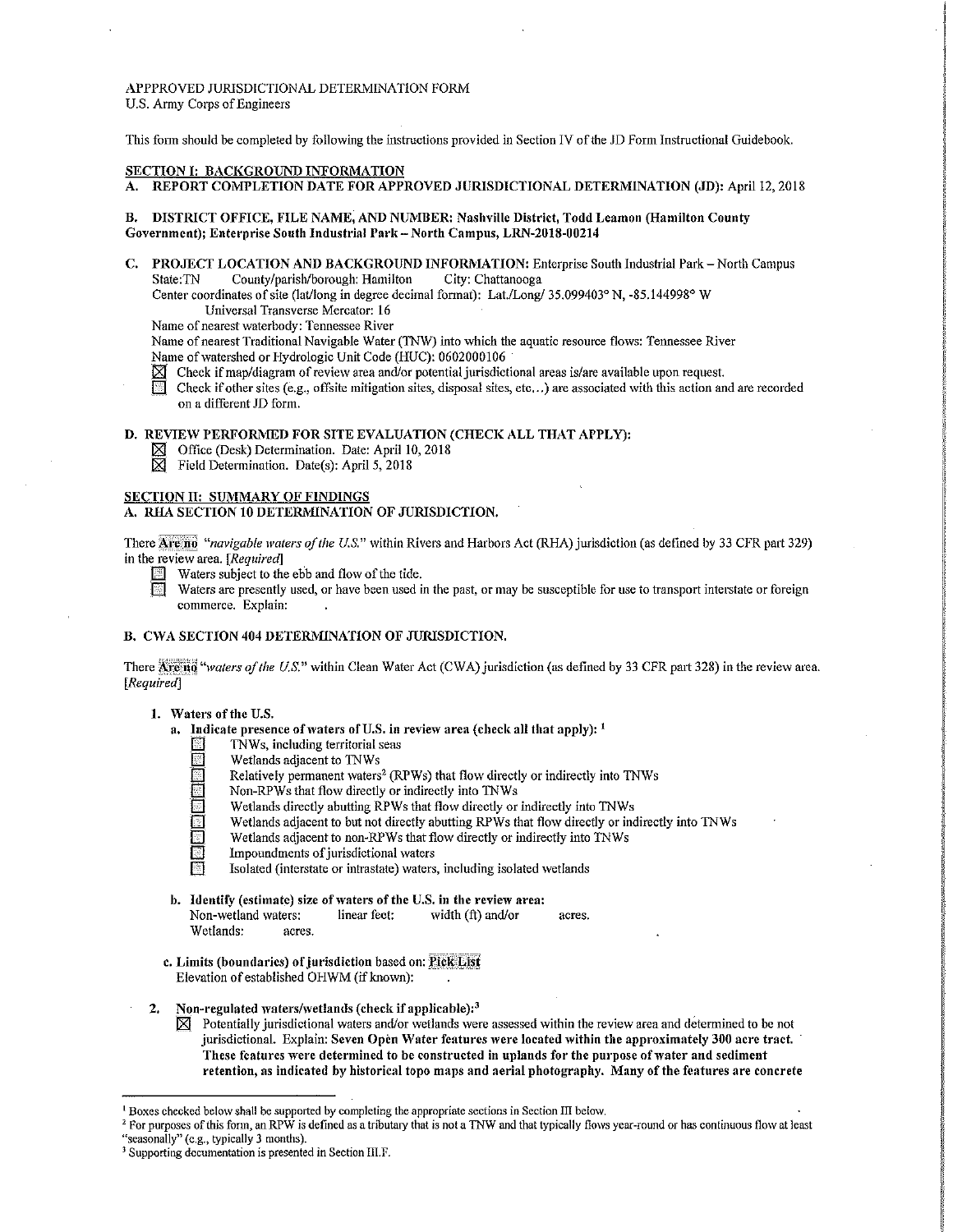APPPROVED JURISDICTIONAL DETERMINATION FORM
U.S. Army Corps of Engineers

This form should be completed by following the instructions provided in Section IV of the JD Form Instructional Guidebook.

**SECTION I: BACKGROUND INFORMATION**

**A. REPORT COMPLETION DATE FOR APPROVED JURISDICTIONAL DETERMINATION (JD):** April 12, 2018

**B. DISTRICT OFFICE, FILE NAME, AND NUMBER: Nashville District, Todd Leamon (Hamilton County Government); Enterprise South Industrial Park – North Campus, LRN-2018-00214**

**C. PROJECT LOCATION AND BACKGROUND INFORMATION:** Enterprise South Industrial Park – North Campus
State:TN County/parish/borough: Hamilton City: Chattanooga
Center coordinates of site (lat/long in degree decimal format): Lat./Long/ 35.099403° N, -85.144998° W
Universal Transverse Mercator: 16
Name of nearest waterbody: Tennessee River
Name of nearest Traditional Navigable Water (TNW) into which the aquatic resource flows: Tennessee River
Name of watershed or Hydrologic Unit Code (HUC): 0602000106

- ☒ Check if map/diagram of review area and/or potential jurisdictional areas is/are available upon request.
- ☐ Check if other sites (e.g., offsite mitigation sites, disposal sites, etc…) are associated with this action and are recorded on a different JD form.

**D. REVIEW PERFORMED FOR SITE EVALUATION (CHECK ALL THAT APPLY):**

- ☒ Office (Desk) Determination. Date: April 10, 2018
- ☒ Field Determination. Date(s): April 5, 2018

**SECTION II: SUMMARY OF FINDINGS**

**A. RHA SECTION 10 DETERMINATION OF JURISDICTION.**

There **Are no** *"navigable waters of the U.S."* within Rivers and Harbors Act (RHA) jurisdiction (as defined by 33 CFR part 329) in the review area. *[Required]*

- ☐ Waters subject to the ebb and flow of the tide.
- ☐ Waters are presently used, or have been used in the past, or may be susceptible for use to transport interstate or foreign commerce. Explain:

**B. CWA SECTION 404 DETERMINATION OF JURISDICTION.**

There **Are no** *"waters of the U.S."* within Clean Water Act (CWA) jurisdiction (as defined by 33 CFR part 328) in the review area. *[Required]*

1. **Waters of the U.S.**
   a. **Indicate presence of waters of U.S. in review area (check all that apply):** [1]
      - ☐ TNWs, including territorial seas
      - ☐ Wetlands adjacent to TNWs
      - ☐ Relatively permanent waters[2] (RPWs) that flow directly or indirectly into TNWs
      - ☐ Non-RPWs that flow directly or indirectly into TNWs
      - ☐ Wetlands directly abutting RPWs that flow directly or indirectly into TNWs
      - ☐ Wetlands adjacent to but not directly abutting RPWs that flow directly or indirectly into TNWs
      - ☐ Wetlands adjacent to non-RPWs that flow directly or indirectly into TNWs
      - ☐ Impoundments of jurisdictional waters
      - ☐ Isolated (interstate or intrastate) waters, including isolated wetlands

   b. **Identify (estimate) size of waters of the U.S. in the review area:**
      Non-wetland waters: linear feet: width (ft) and/or acres.
      Wetlands: acres.

   c. **Limits (boundaries) of jurisdiction** based on: **Pick List**
      Elevation of established OHWM (if known):

2. **Non-regulated waters/wetlands (check if applicable):**[3]
   - ☒ Potentially jurisdictional waters and/or wetlands were assessed within the review area and determined to be not jurisdictional. Explain: **Seven Open Water features were located within the approximately 300 acre tract. These features were determined to be constructed in uplands for the purpose of water and sediment retention, as indicated by historical topo maps and aerial photography. Many of the features are concrete**

---

[1] Boxes checked below shall be supported by completing the appropriate sections in Section III below.
[2] For purposes of this form, an RPW is defined as a tributary that is not a TNW and that typically flows year-round or has continuous flow at least "seasonally" (e.g., typically 3 months).
[3] Supporting documentation is presented in Section III.F.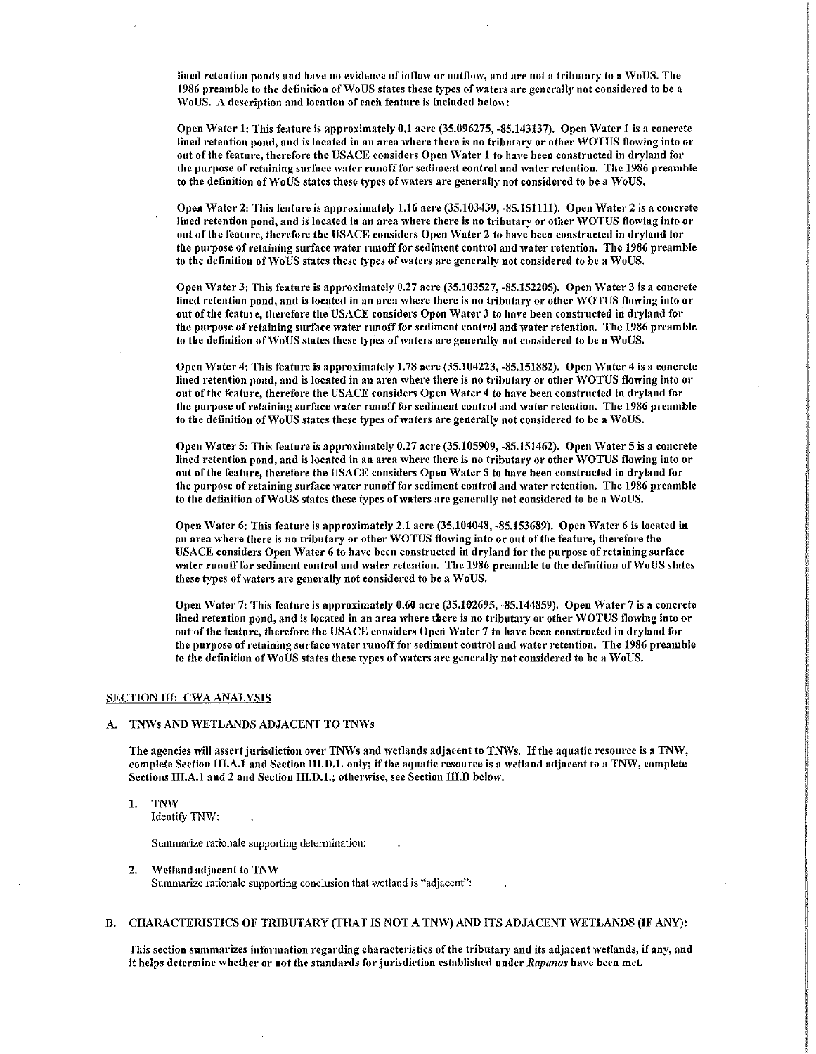lined retention ponds and have no evidence of inflow or outflow, and are not a tributary to a WoUS. The 1986 preamble to the definition of WoUS states these types of waters are generally not considered to be a WoUS. A description and location of each feature is included below:

**Open Water 1: This feature is approximately 0.1 acre (35.096275, -85.143137). Open Water 1 is a concrete lined retention pond, and is located in an area where there is no tributary or other WOTUS flowing into or out of the feature, therefore the USACE considers Open Water 1 to have been constructed in dryland for the purpose of retaining surface water runoff for sediment control and water retention. The 1986 preamble to the definition of WoUS states these types of waters are generally not considered to be a WoUS.**

**Open Water 2: This feature is approximately 1.16 acre (35.103439, -85.151111). Open Water 2 is a concrete lined retention pond, and is located in an area where there is no tributary or other WOTUS flowing into or out of the feature, therefore the USACE considers Open Water 2 to have been constructed in dryland for the purpose of retaining surface water runoff for sediment control and water retention. The 1986 preamble to the definition of WoUS states these types of waters are generally not considered to be a WoUS.**

**Open Water 3: This feature is approximately 0.27 acre (35.103527, -85.152205). Open Water 3 is a concrete lined retention pond, and is located in an area where there is no tributary or other WOTUS flowing into or out of the feature, therefore the USACE considers Open Water 3 to have been constructed in dryland for the purpose of retaining surface water runoff for sediment control and water retention. The 1986 preamble to the definition of WoUS states these types of waters are generally not considered to be a WoUS.**

**Open Water 4: This feature is approximately 1.78 acre (35.104223, -85.151882). Open Water 4 is a concrete lined retention pond, and is located in an area where there is no tributary or other WOTUS flowing into or out of the feature, therefore the USACE considers Open Water 4 to have been constructed in dryland for the purpose of retaining surface water runoff for sediment control and water retention. The 1986 preamble to the definition of WoUS states these types of waters are generally not considered to be a WoUS.**

**Open Water 5: This feature is approximately 0.27 acre (35.105909, -85.151462). Open Water 5 is a concrete lined retention pond, and is located in an area where there is no tributary or other WOTUS flowing into or out of the feature, therefore the USACE considers Open Water 5 to have been constructed in dryland for the purpose of retaining surface water runoff for sediment control and water retention. The 1986 preamble to the definition of WoUS states these types of waters are generally not considered to be a WoUS.**

**Open Water 6: This feature is approximately 2.1 acre (35.104048, -85.153689). Open Water 6 is located in an area where there is no tributary or other WOTUS flowing into or out of the feature, therefore the USACE considers Open Water 6 to have been constructed in dryland for the purpose of retaining surface water runoff for sediment control and water retention. The 1986 preamble to the definition of WoUS states these types of waters are generally not considered to be a WoUS.**

**Open Water 7: This feature is approximately 0.60 acre (35.102695, -85.144859). Open Water 7 is a concrete lined retention pond, and is located in an area where there is no tributary or other WOTUS flowing into or out of the feature, therefore the USACE considers Open Water 7 to have been constructed in dryland for the purpose of retaining surface water runoff for sediment control and water retention. The 1986 preamble to the definition of WoUS states these types of waters are generally not considered to be a WoUS.**

## SECTION III: CWA ANALYSIS

### A. TNWs AND WETLANDS ADJACENT TO TNWs

**The agencies will assert jurisdiction over TNWs and wetlands adjacent to TNWs. If the aquatic resource is a TNW, complete Section III.A.1 and Section III.D.1. only; if the aquatic resource is a wetland adjacent to a TNW, complete Sections III.A.1 and 2 and Section III.D.1.; otherwise, see Section III.B below.**

1. **TNW**
   Identify TNW:

   Summarize rationale supporting determination:

2. **Wetland adjacent to TNW**
   Summarize rationale supporting conclusion that wetland is "adjacent":

### B. CHARACTERISTICS OF TRIBUTARY (THAT IS NOT A TNW) AND ITS ADJACENT WETLANDS (IF ANY):

**This section summarizes information regarding characteristics of the tributary and its adjacent wetlands, if any, and it helps determine whether or not the standards for jurisdiction established under *Rapanos* have been met.**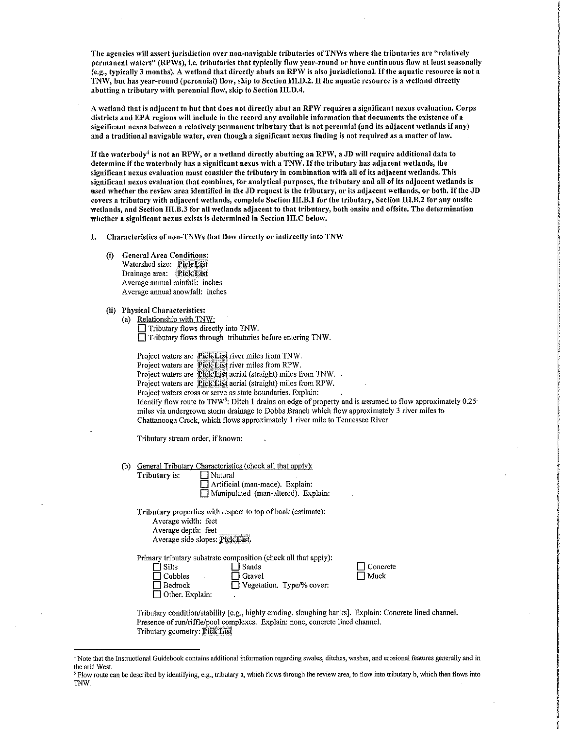**The agencies will assert jurisdiction over non-navigable tributaries of TNWs where the tributaries are "relatively permanent waters" (RPWs), i.e. tributaries that typically flow year-round or have continuous flow at least seasonally (e.g., typically 3 months). A wetland that directly abuts an RPW is also jurisdictional. If the aquatic resource is not a TNW, but has year-round (perennial) flow, skip to Section III.D.2. If the aquatic resource is a wetland directly abutting a tributary with perennial flow, skip to Section III.D.4.**

**A wetland that is adjacent to but that does not directly abut an RPW requires a significant nexus evaluation. Corps districts and EPA regions will include in the record any available information that documents the existence of a significant nexus between a relatively permanent tributary that is not perennial (and its adjacent wetlands if any) and a traditional navigable water, even though a significant nexus finding is not required as a matter of law.**

**If the waterbody[4] is not an RPW, or a wetland directly abutting an RPW, a JD will require additional data to determine if the waterbody has a significant nexus with a TNW. If the tributary has adjacent wetlands, the significant nexus evaluation must consider the tributary in combination with all of its adjacent wetlands. This significant nexus evaluation that combines, for analytical purposes, the tributary and all of its adjacent wetlands is used whether the review area identified in the JD request is the tributary, or its adjacent wetlands, or both. If the JD covers a tributary with adjacent wetlands, complete Section III.B.1 for the tributary, Section III.B.2 for any onsite wetlands, and Section III.B.3 for all wetlands adjacent to that tributary, both onsite and offsite. The determination whether a significant nexus exists is determined in Section III.C below.**

**1. Characteristics of non-TNWs that flow directly or indirectly into TNW**

**(i) General Area Conditions:**
Watershed size: **Pick List**
Drainage area: **Pick List**
Average annual rainfall: inches
Average annual snowfall: inches

**(ii) Physical Characteristics:**

(a) Relationship with TNW:
☐ Tributary flows directly into TNW.
☐ Tributary flows through tributaries before entering TNW.

Project waters are **Pick List** river miles from TNW.
Project waters are **Pick List** river miles from RPW.
Project waters are **Pick List** aerial (straight) miles from TNW.
Project waters are **Pick List** aerial (straight) miles from RPW.
Project waters cross or serve as state boundaries. Explain:
Identify flow route to TNW[5]: Ditch 1 drains on edge of property and is assumed to flow approximately 0.25 miles via undergrown storm drainage to Dobbs Branch which flow approximately 3 river miles to Chattanooga Creek, which flows approximately 1 river mile to Tennessee River

Tributary stream order, if known:

(b) General Tributary Characteristics (check all that apply):
**Tributary** is:
☐ Natural
☐ Artificial (man-made). Explain:
☐ Manipulated (man-altered). Explain:

**Tributary** properties with respect to top of bank (estimate):
Average width: feet
Average depth: feet
Average side slopes: **Pick List**.

Primary tributary substrate composition (check all that apply):

☐ Silts
☐ Sands
☐ Concrete
☐ Cobbles
☐ Gravel
☐ Muck
☐ Bedrock
☐ Vegetation. Type/% cover:
☐ Other. Explain:

Tributary condition/stability [e.g., highly eroding, sloughing banks]. Explain: Concrete lined channel.
Presence of run/riffle/pool complexes. Explain: none, concrete lined channel.
Tributary geometry: **Pick List**

---

[4] Note that the Instructional Guidebook contains additional information regarding swales, ditches, washes, and erosional features generally and in the arid West.

[5] Flow route can be described by identifying, e.g., tributary a, which flows through the review area, to flow into tributary b, which then flows into TNW.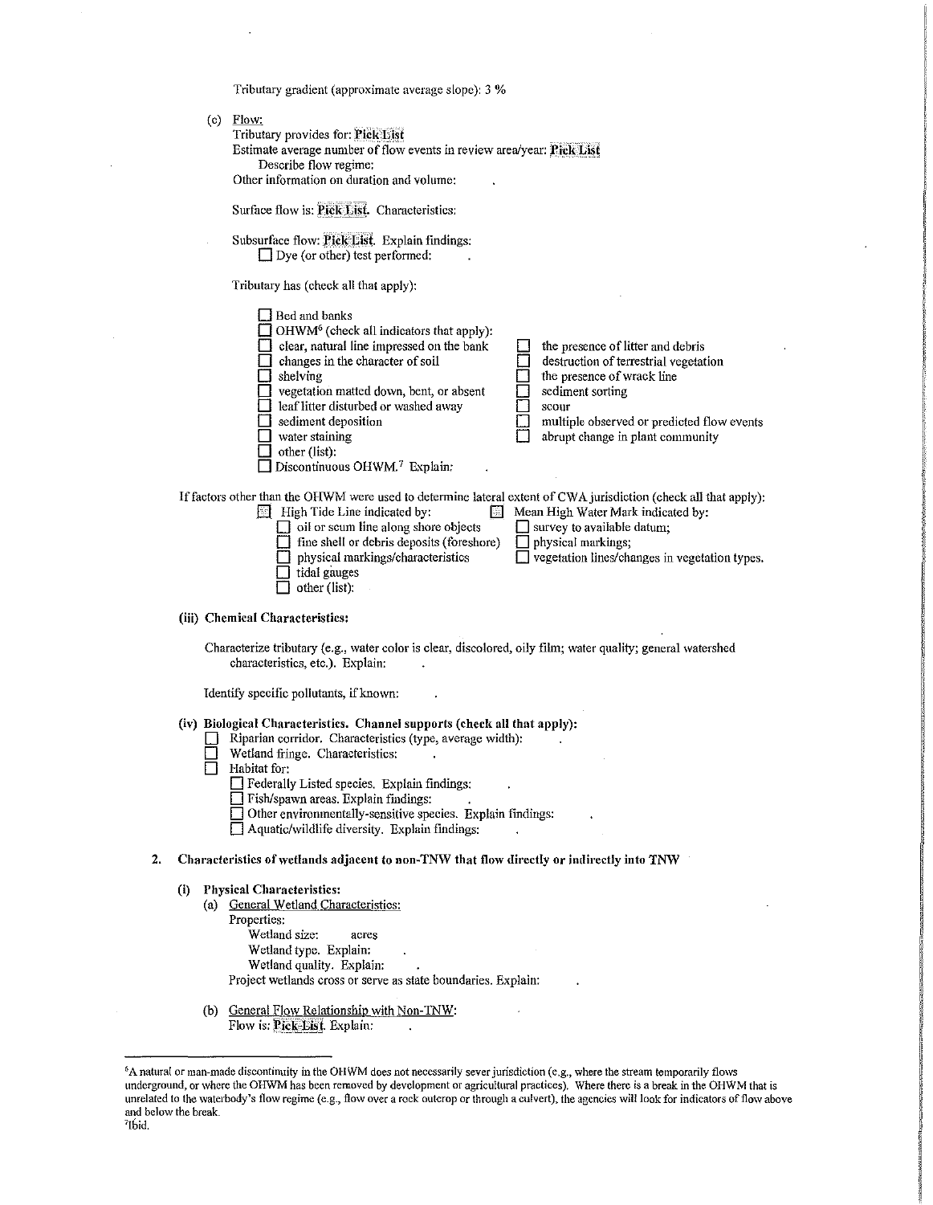Tributary gradient (approximate average slope): 3 %

(c) Flow:

Tributary provides for: Pick List

Estimate average number of flow events in review area/year: Pick List

Describe flow regime:

Other information on duration and volume: .

Surface flow is: Pick List. Characteristics:

Subsurface flow: Pick List. Explain findings:

- [ ] Dye (or other) test performed: .

Tributary has (check all that apply):

- [ ] Bed and banks
- [ ] OHWM[6] (check all indicators that apply):
  - [ ] clear, natural line impressed on the bank
  - [ ] changes in the character of soil
  - [ ] shelving
  - [ ] vegetation matted down, bent, or absent
  - [ ] leaf litter disturbed or washed away
  - [ ] sediment deposition
  - [ ] water staining
  - [ ] other (list):
  - [ ] the presence of litter and debris
  - [ ] destruction of terrestrial vegetation
  - [ ] the presence of wrack line
  - [ ] sediment sorting
  - [ ] scour
  - [ ] multiple observed or predicted flow events
  - [ ] abrupt change in plant community
- [ ] Discontinuous OHWM.[7] Explain: .

If factors other than the OHWM were used to determine lateral extent of CWA jurisdiction (check all that apply):

- [ ] High Tide Line indicated by:
  - [ ] oil or scum line along shore objects
  - [ ] fine shell or debris deposits (foreshore)
  - [ ] physical markings/characteristics
  - [ ] tidal gauges
  - [ ] other (list):
- [ ] Mean High Water Mark indicated by:
  - [ ] survey to available datum;
  - [ ] physical markings;
  - [ ] vegetation lines/changes in vegetation types.

**(iii) Chemical Characteristics:**

Characterize tributary (e.g., water color is clear, discolored, oily film; water quality; general watershed characteristics, etc.). Explain: .

Identify specific pollutants, if known: .

**(iv) Biological Characteristics. Channel supports (check all that apply):**

- [ ] Riparian corridor. Characteristics (type, average width): .
- [ ] Wetland fringe. Characteristics: .
- [ ] Habitat for:
  - [ ] Federally Listed species. Explain findings: .
  - [ ] Fish/spawn areas. Explain findings: .
  - [ ] Other environmentally-sensitive species. Explain findings: .
  - [ ] Aquatic/wildlife diversity. Explain findings: .

**2. Characteristics of wetlands adjacent to non-TNW that flow directly or indirectly into TNW**

**(i) Physical Characteristics:**

(a) General Wetland Characteristics:

Properties:

Wetland size: acres

Wetland type. Explain: .

Wetland quality. Explain: .

Project wetlands cross or serve as state boundaries. Explain: .

(b) General Flow Relationship with Non-TNW:

Flow is: Pick List. Explain: .

---

[6]A natural or man-made discontinuity in the OHWM does not necessarily sever jurisdiction (e.g., where the stream temporarily flows underground, or where the OHWM has been removed by development or agricultural practices). Where there is a break in the OHWM that is unrelated to the waterbody's flow regime (e.g., flow over a rock outcrop or through a culvert), the agencies will look for indicators of flow above and below the break.

[7]Ibid.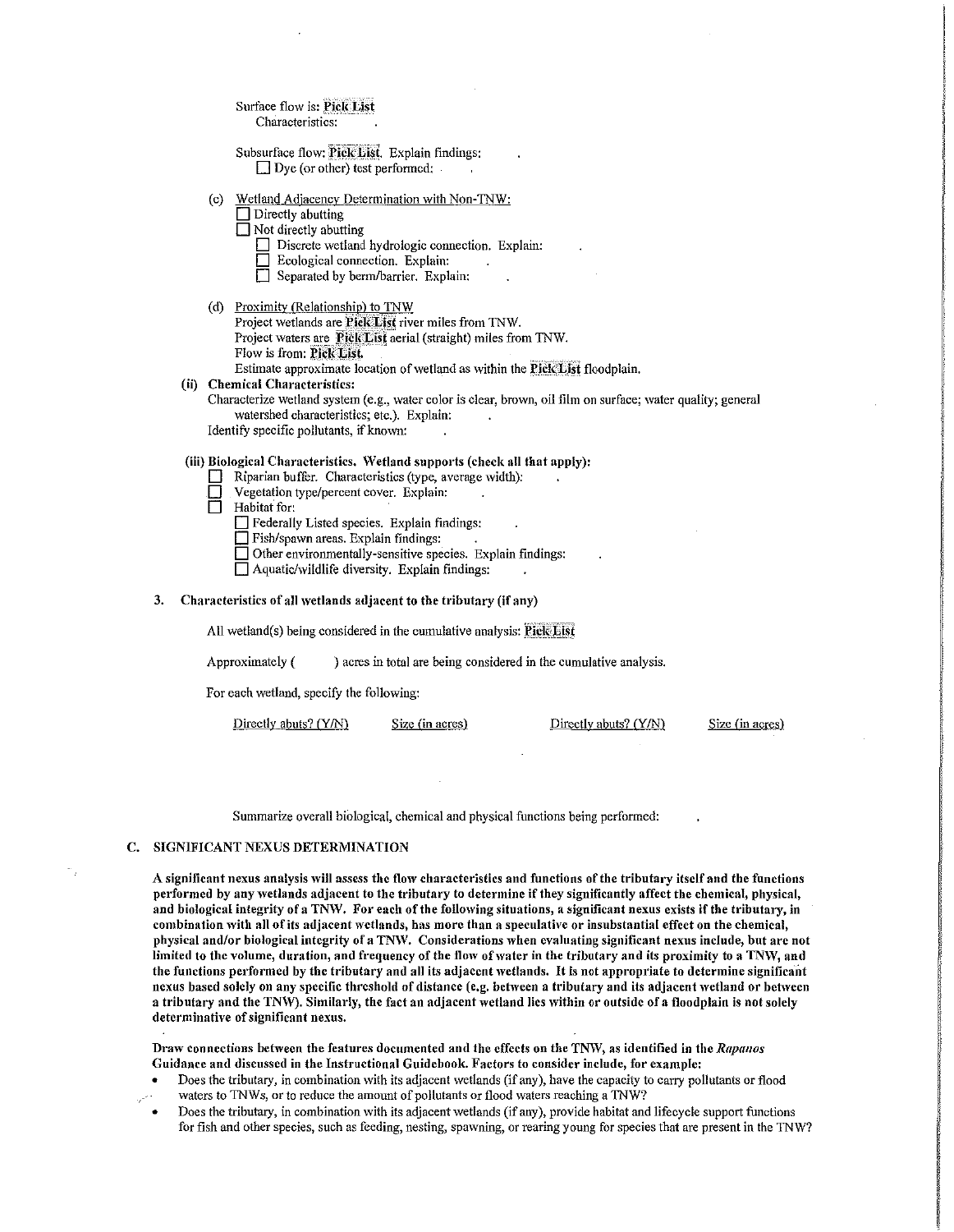Surface flow is: Pick List
Characteristics: .

Subsurface flow: Pick List. Explain findings: .
☐ Dye (or other) test performed: .

(c) Wetland Adjacency Determination with Non-TNW:
☐ Directly abutting
☐ Not directly abutting
☐ Discrete wetland hydrologic connection. Explain: .
☐ Ecological connection. Explain: .
☐ Separated by berm/barrier. Explain: .

(d) Proximity (Relationship) to TNW
Project wetlands are Pick List river miles from TNW.
Project waters are Pick List aerial (straight) miles from TNW.
Flow is from: Pick List.
Estimate approximate location of wetland as within the Pick List floodplain.

**(ii) Chemical Characteristics:**
Characterize wetland system (e.g., water color is clear, brown, oil film on surface; water quality; general watershed characteristics; etc.). Explain: .
Identify specific pollutants, if known: .

**(iii) Biological Characteristics. Wetland supports (check all that apply):**
☐ Riparian buffer. Characteristics (type, average width): .
☐ Vegetation type/percent cover. Explain: .
☐ Habitat for:
☐ Federally Listed species. Explain findings: .
☐ Fish/spawn areas. Explain findings: .
☐ Other environmentally-sensitive species. Explain findings: .
☐ Aquatic/wildlife diversity. Explain findings: .

**3. Characteristics of all wetlands adjacent to the tributary (if any)**

All wetland(s) being considered in the cumulative analysis: Pick List

Approximately ( ) acres in total are being considered in the cumulative analysis.

For each wetland, specify the following:

| Directly abuts? (Y/N) | Size (in acres) | Directly abuts? (Y/N) | Size (in acres) |
| --- | --- | --- | --- |
| | | | |

Summarize overall biological, chemical and physical functions being performed: .

## C. SIGNIFICANT NEXUS DETERMINATION

**A significant nexus analysis will assess the flow characteristics and functions of the tributary itself and the functions performed by any wetlands adjacent to the tributary to determine if they significantly affect the chemical, physical, and biological integrity of a TNW. For each of the following situations, a significant nexus exists if the tributary, in combination with all of its adjacent wetlands, has more than a speculative or insubstantial effect on the chemical, physical and/or biological integrity of a TNW. Considerations when evaluating significant nexus include, but are not limited to the volume, duration, and frequency of the flow of water in the tributary and its proximity to a TNW, and the functions performed by the tributary and all its adjacent wetlands. It is not appropriate to determine significant nexus based solely on any specific threshold of distance (e.g. between a tributary and its adjacent wetland or between a tributary and the TNW). Similarly, the fact an adjacent wetland lies within or outside of a floodplain is not solely determinative of significant nexus.**

**Draw connections between the features documented and the effects on the TNW, as identified in the *Rapanos* Guidance and discussed in the Instructional Guidebook. Factors to consider include, for example:**

- Does the tributary, in combination with its adjacent wetlands (if any), have the capacity to carry pollutants or flood waters to TNWs, or to reduce the amount of pollutants or flood waters reaching a TNW?
- Does the tributary, in combination with its adjacent wetlands (if any), provide habitat and lifecycle support functions for fish and other species, such as feeding, nesting, spawning, or rearing young for species that are present in the TNW?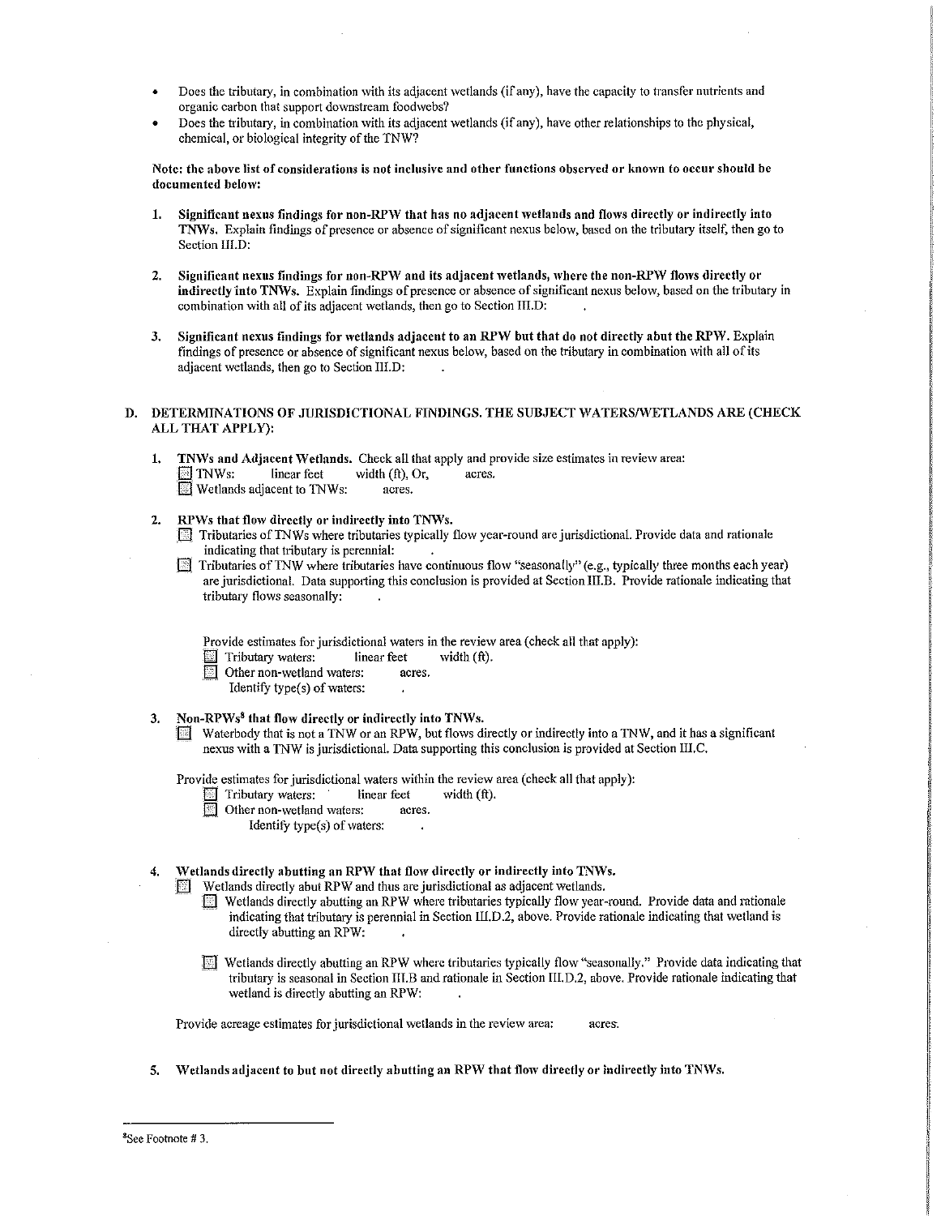- Does the tributary, in combination with its adjacent wetlands (if any), have the capacity to transfer nutrients and organic carbon that support downstream foodwebs?
- Does the tributary, in combination with its adjacent wetlands (if any), have other relationships to the physical, chemical, or biological integrity of the TNW?

**Note: the above list of considerations is not inclusive and other functions observed or known to occur should be documented below:**

1. **Significant nexus findings for non-RPW that has no adjacent wetlands and flows directly or indirectly into TNWs.** Explain findings of presence or absence of significant nexus below, based on the tributary itself, then go to Section III.D:

2. **Significant nexus findings for non-RPW and its adjacent wetlands, where the non-RPW flows directly or indirectly into TNWs.** Explain findings of presence or absence of significant nexus below, based on the tributary in combination with all of its adjacent wetlands, then go to Section III.D: .

3. **Significant nexus findings for wetlands adjacent to an RPW but that do not directly abut the RPW.** Explain findings of presence or absence of significant nexus below, based on the tributary in combination with all of its adjacent wetlands, then go to Section III.D: .

## D. DETERMINATIONS OF JURISDICTIONAL FINDINGS. THE SUBJECT WATERS/WETLANDS ARE (CHECK ALL THAT APPLY):

1. **TNWs and Adjacent Wetlands.** Check all that apply and provide size estimates in review area:
   - ☐ TNWs: linear feet width (ft), Or, acres.
   - ☐ Wetlands adjacent to TNWs: acres.

2. **RPWs that flow directly or indirectly into TNWs.**
   - ☐ Tributaries of TNWs where tributaries typically flow year-round are jurisdictional. Provide data and rationale indicating that tributary is perennial: .
   - ☐ Tributaries of TNW where tributaries have continuous flow "seasonally" (e.g., typically three months each year) are jurisdictional. Data supporting this conclusion is provided at Section III.B. Provide rationale indicating that tributary flows seasonally: .

   Provide estimates for jurisdictional waters in the review area (check all that apply):
   - ☐ Tributary waters: linear feet width (ft).
   - ☐ Other non-wetland waters: acres.
     Identify type(s) of waters: .

3. **Non-RPWs[8] that flow directly or indirectly into TNWs.**
   - ☐ Waterbody that is not a TNW or an RPW, but flows directly or indirectly into a TNW, and it has a significant nexus with a TNW is jurisdictional. Data supporting this conclusion is provided at Section III.C.

   Provide estimates for jurisdictional waters within the review area (check all that apply):
   - ☐ Tributary waters: linear feet width (ft).
   - ☐ Other non-wetland waters: acres.
     Identify type(s) of waters: .

4. **Wetlands directly abutting an RPW that flow directly or indirectly into TNWs.**
   - ☐ Wetlands directly abut RPW and thus are jurisdictional as adjacent wetlands.
     - ☐ Wetlands directly abutting an RPW where tributaries typically flow year-round. Provide data and rationale indicating that tributary is perennial in Section III.D.2, above. Provide rationale indicating that wetland is directly abutting an RPW: .
     - ☐ Wetlands directly abutting an RPW where tributaries typically flow "seasonally." Provide data indicating that tributary is seasonal in Section III.B and rationale in Section III.D.2, above. Provide rationale indicating that wetland is directly abutting an RPW: .

   Provide acreage estimates for jurisdictional wetlands in the review area: acres.

5. **Wetlands adjacent to but not directly abutting an RPW that flow directly or indirectly into TNWs.**

---

[8]See Footnote # 3.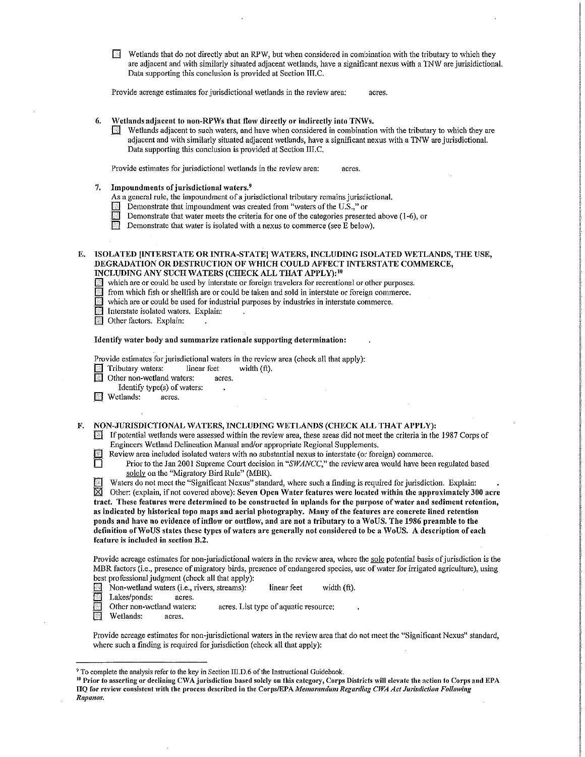☐ Wetlands that do not directly abut an RPW, but when considered in combination with the tributary to which they are adjacent and with similarly situated adjacent wetlands, have a significant nexus with a TNW are jurisdictional. Data supporting this conclusion is provided at Section III.C.

Provide acreage estimates for jurisdictional wetlands in the review area: acres.

**6. Wetlands adjacent to non-RPWs that flow directly or indirectly into TNWs.**

☐ Wetlands adjacent to such waters, and have when considered in combination with the tributary to which they are adjacent and with similarly situated adjacent wetlands, have a significant nexus with a TNW are jurisdictional. Data supporting this conclusion is provided at Section III.C.

Provide estimates for jurisdictional wetlands in the review area: acres.

**7. Impoundments of jurisdictional waters.**[9]

As a general rule, the impoundment of a jurisdictional tributary remains jurisdictional.

☐ Demonstrate that impoundment was created from "waters of the U.S.," or
☐ Demonstrate that water meets the criteria for one of the categories presented above (1-6), or
☐ Demonstrate that water is isolated with a nexus to commerce (see E below).

**E. ISOLATED [INTERSTATE OR INTRA-STATE] WATERS, INCLUDING ISOLATED WETLANDS, THE USE, DEGRADATION OR DESTRUCTION OF WHICH COULD AFFECT INTERSTATE COMMERCE, INCLUDING ANY SUCH WATERS (CHECK ALL THAT APPLY):**[10]

☐ which are or could be used by interstate or foreign travelers for recreational or other purposes.
☐ from which fish or shellfish are or could be taken and sold in interstate or foreign commerce.
☐ which are or could be used for industrial purposes by industries in interstate commerce.
☐ Interstate isolated waters. Explain: .
☐ Other factors. Explain: .

**Identify water body and summarize rationale supporting determination:** .

Provide estimates for jurisdictional waters in the review area (check all that apply):

☐ Tributary waters: linear feet width (ft).
☐ Other non-wetland waters: acres.
Identify type(s) of waters: .
☐ Wetlands: acres.

**F. NON-JURISDICTIONAL WATERS, INCLUDING WETLANDS (CHECK ALL THAT APPLY):**

☐ If potential wetlands were assessed within the review area, these areas did not meet the criteria in the 1987 Corps of Engineers Wetland Delineation Manual and/or appropriate Regional Supplements.
☐ Review area included isolated waters with no substantial nexus to interstate (or foreign) commerce.
☐ Prior to the Jan 2001 Supreme Court decision in "*SWANCC*," the review area would have been regulated based solely on the "Migratory Bird Rule" (MBR).
☐ Waters do not meet the "Significant Nexus" standard, where such a finding is required for jurisdiction. Explain: .
☒ Other: (explain, if not covered above): **Seven Open Water features were located within the approximately 300 acre tract. These features were determined to be constructed in uplands for the purpose of water and sediment retention, as indicated by historical topo maps and aerial photography. Many of the features are concrete lined retention ponds and have no evidence of inflow or outflow, and are not a tributary to a WoUS. The 1986 preamble to the definition of WoUS states these types of waters are generally not considered to be a WoUS. A description of each feature is included in section B.2.**

Provide acreage estimates for non-jurisdictional waters in the review area, where the sole potential basis of jurisdiction is the MBR factors (i.e., presence of migratory birds, presence of endangered species, use of water for irrigated agriculture), using best professional judgment (check all that apply):

☐ Non-wetland waters (i.e., rivers, streams): linear feet width (ft).
☐ Lakes/ponds: acres.
☐ Other non-wetland waters: acres. List type of aquatic resource: .
☐ Wetlands: acres.

Provide acreage estimates for non-jurisdictional waters in the review area that do not meet the "Significant Nexus" standard, where such a finding is required for jurisdiction (check all that apply):

---

[9] To complete the analysis refer to the key in Section III.D.6 of the Instructional Guidebook.

[10] **Prior to asserting or declining CWA jurisdiction based solely on this category, Corps Districts will elevate the action to Corps and EPA HQ for review consistent with the process described in the Corps/EPA *Memorandum Regarding CWA Act Jurisdiction Following Rapanos.***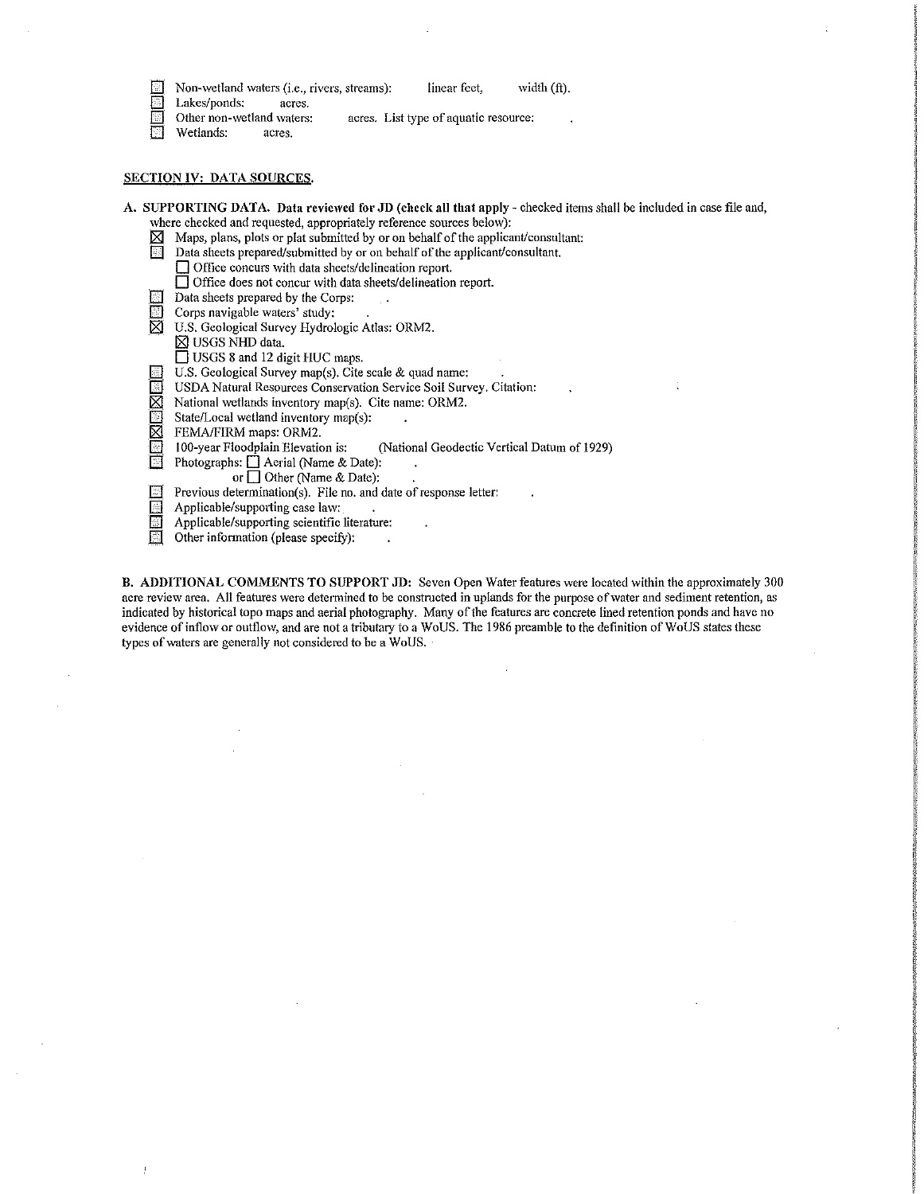- [ ] Non-wetland waters (i.e., rivers, streams): linear feet, width (ft).
- [ ] Lakes/ponds: acres.
- [ ] Other non-wetland waters: acres. List type of aquatic resource: .
- [ ] Wetlands: acres.

## SECTION IV: DATA SOURCES.

**A. SUPPORTING DATA. Data reviewed for JD (check all that apply** - checked items shall be included in case file and, where checked and requested, appropriately reference sources below):

- [x] Maps, plans, plots or plat submitted by or on behalf of the applicant/consultant:
- [ ] Data sheets prepared/submitted by or on behalf of the applicant/consultant.
  - [ ] Office concurs with data sheets/delineation report.
  - [ ] Office does not concur with data sheets/delineation report.
- [ ] Data sheets prepared by the Corps: .
- [ ] Corps navigable waters' study: .
- [x] U.S. Geological Survey Hydrologic Atlas: ORM2.
  - [x] USGS NHD data.
  - [ ] USGS 8 and 12 digit HUC maps.
- [ ] U.S. Geological Survey map(s). Cite scale & quad name: .
- [ ] USDA Natural Resources Conservation Service Soil Survey. Citation: .
- [x] National wetlands inventory map(s). Cite name: ORM2.
- [ ] State/Local wetland inventory map(s): .
- [x] FEMA/FIRM maps: ORM2.
- [ ] 100-year Floodplain Elevation is: (National Geodectic Vertical Datum of 1929)
- [ ] Photographs: [ ] Aerial (Name & Date): .
  or [ ] Other (Name & Date): .
- [ ] Previous determination(s). File no. and date of response letter: .
- [ ] Applicable/supporting case law: .
- [ ] Applicable/supporting scientific literature: .
- [ ] Other information (please specify): .

**B. ADDITIONAL COMMENTS TO SUPPORT JD:** Seven Open Water features were located within the approximately 300 acre review area. All features were determined to be constructed in uplands for the purpose of water and sediment retention, as indicated by historical topo maps and aerial photography. Many of the features are concrete lined retention ponds and have no evidence of inflow or outflow, and are not a tributary to a WoUS. The 1986 preamble to the definition of WoUS states these types of waters are generally not considered to be a WoUS.